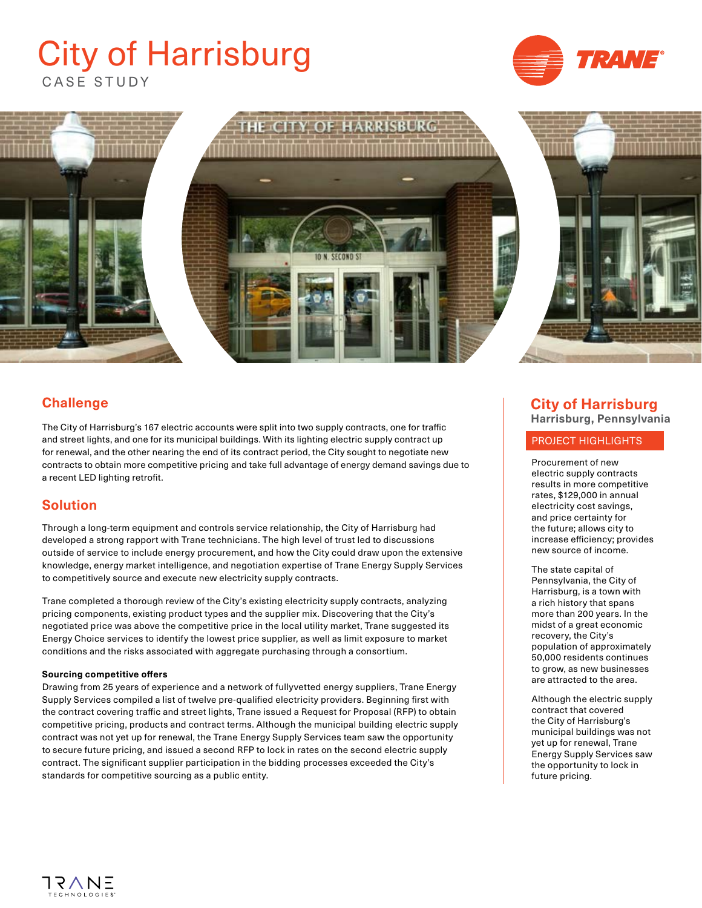# City of Harrisburg

CASE STUDY

## Challenge

The City of Harrisburg's 167 electric accounts were split into two supply contracts, one for traffic and street lights, and one for its municipal buildings. With its lighting electric supply contract up for renewal, and the other nearing the end of its contract period, the City sought to negotiate new contracts to obtain more competitive pricing and take full advantage of energy demand savings due to a recent LED lighting retrofit.

## Solution

Through a long-term equipment and controls service relationship, the City of Harrisburg had developed a strong rapport with Trane technicians. The high level of trust led to discussions outside of service to include energy procurement, and how the City could draw upon the extensive knowledge, energy market intelligence, and negotiation expertise of Trane Energy Supply Services to competitively source and execute new electricity supply contracts.

Trane completed a thorough review of the City's existing electricity supply contracts, analyzing pricing components, existing product types and the supplier mix. Discovering that the City's negotiated price was above the competitive price in the local utility market, Trane suggested its Energy Choice services to identify the lowest price supplier, as well as limit exposure to market conditions and the risks associated with aggregate purchasing through a consortium.

**Sourcing competitive offers**

Drawing from 25 years of experience and a network of fullyvetted energy suppliers, Trane Energy Supply Services compiled a list of twelve pre-qualified electricity providers. Beginning first with the contract covering traffic and street lights, Trane issued a Request for Proposal (RFP) to obtain competitive pricing, products and contract terms. Although the municipal building electric supply contract was not yet up for renewal, the Trane Energy Supply Services team saw the opportunity to secure future pricing, and issued a second RFP to lock in rates on the second electric supply contract. The significant supplier participation in the bidding processes exceeded the City's standards for competitive sourcing as a public entity.

## City of Harrisburg

**Harrisburg, Pennsylvania**

### PROJECT HIGHLIGHTS

Procurement of new electric supply contracts results in more competitive rates, $129,000 in annual electricity cost savings, and price certainty for the future; allows city to increase efficiency; provides new source of income.

The state capital of Pennsylvania, the City of Harrisburg, is a town with a rich history that spans more than 200 years. In the midst of a great economic recovery, the City's population of approximately 50,000 residents continues to grow, as new businesses are attracted to the area.

Although the electric supply contract that covered the City of Harrisburg's municipal buildings was not yet up for renewal, Trane Energy Supply Services saw the opportunity to lock in future pricing.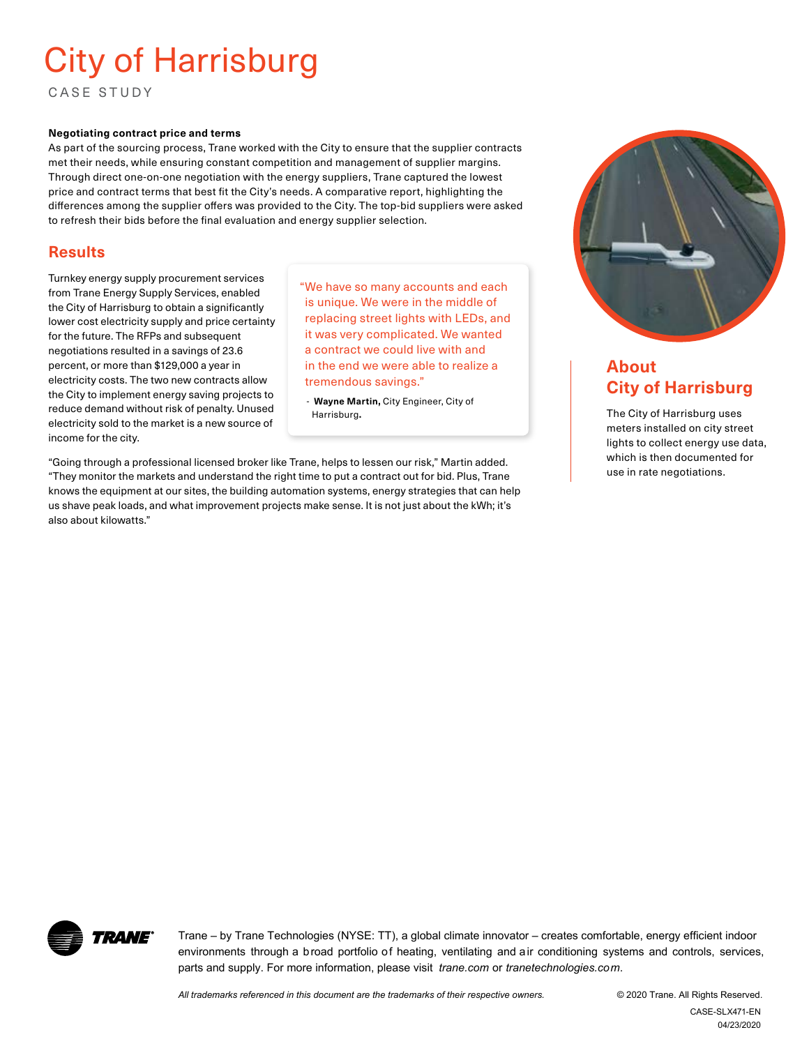# City of Harrisburg

CASE STUDY

**Negotiating contract price and terms**

As part of the sourcing process, Trane worked with the City to ensure that the supplier contracts met their needs, while ensuring constant competition and management of supplier margins. Through direct one-on-one negotiation with the energy suppliers, Trane captured the lowest price and contract terms that best fit the City's needs. A comparative report, highlighting the differences among the supplier offers was provided to the City. The top-bid suppliers were asked to refresh their bids before the final evaluation and energy supplier selection.

## Results

Turnkey energy supply procurement services from Trane Energy Supply Services, enabled the City of Harrisburg to obtain a significantly lower cost electricity supply and price certainty for the future. The RFPs and subsequent negotiations resulted in a savings of 23.6 percent, or more than $129,000 a year in electricity costs. The two new contracts allow the City to implement energy saving projects to reduce demand without risk of penalty. Unused electricity sold to the market is a new source of income for the city.

> "We have so many accounts and each is unique. We were in the middle of replacing street lights with LEDs, and it was very complicated. We wanted a contract we could live with and in the end we were able to realize a tremendous savings."
>
> \- **Wayne Martin,** City Engineer, City of Harrisburg**.**

"Going through a professional licensed broker like Trane, helps to lessen our risk," Martin added. "They monitor the markets and understand the right time to put a contract out for bid. Plus, Trane knows the equipment at our sites, the building automation systems, energy strategies that can help us shave peak loads, and what improvement projects make sense. It is not just about the kWh; it's also about kilowatts."

## About City of Harrisburg

The City of Harrisburg uses meters installed on city street lights to collect energy use data, which is then documented for use in rate negotiations.

Trane – by Trane Technologies (NYSE: TT), a global climate innovator – creates comfortable, energy efficient indoor environments through a broad portfolio of heating, ventilating and air conditioning systems and controls, services, parts and supply. For more information, please visit *trane.com* or *tranetechnologies.com.*

*All trademarks referenced in this document are the trademarks of their respective owners.*

© 2020 Trane. All Rights Reserved.

CASE-SLX471-EN
04/23/2020